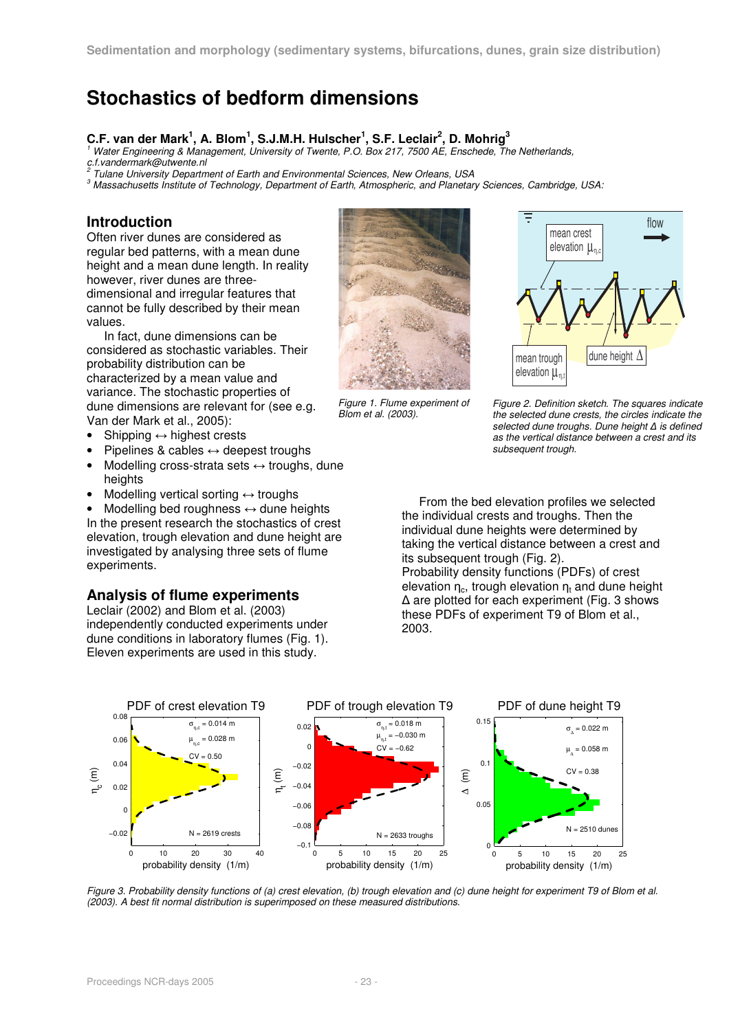# Stochastics of bedform dimensions

**C.F. van der Mark[1], A. Blom[1], S.J.M.H. Hulscher[1], S.F. Leclair[2], D. Mohrig[3]**

[1] Water Engineering & Management, University of Twente, P.O. Box 217, 7500 AE, Enschede, The Netherlands, c.f.vandermark@utwente.nl

[2] Tulane University Department of Earth and Environmental Sciences, New Orleans, USA

[3] Massachusetts Institute of Technology, Department of Earth, Atmospheric, and Planetary Sciences, Cambridge, USA:

## Introduction

Often river dunes are considered as regular bed patterns, with a mean dune height and a mean dune length. In reality however, river dunes are three-dimensional and irregular features that cannot be fully described by their mean values.

In fact, dune dimensions can be considered as stochastic variables. Their probability distribution can be characterized by a mean value and variance. The stochastic properties of dune dimensions are relevant for (see e.g. Van der Mark et al., 2005):

- Shipping ↔ highest crests
- Pipelines & cables ↔ deepest troughs
- Modelling cross-strata sets ↔ troughs, dune heights
- Modelling vertical sorting ↔ troughs
- Modelling bed roughness ↔ dune heights

In the present research the stochastics of crest elevation, trough elevation and dune height are investigated by analysing three sets of flume experiments.

*Figure 1. Flume experiment of Blom et al. (2003).*

*Figure 2. Definition sketch. The squares indicate the selected dune crests, the circles indicate the selected dune troughs. Dune height Δ is defined as the vertical distance between a crest and its subsequent trough.*

## Analysis of flume experiments

Leclair (2002) and Blom et al. (2003) independently conducted experiments under dune conditions in laboratory flumes (Fig. 1). Eleven experiments are used in this study.

From the bed elevation profiles we selected the individual crests and troughs. Then the individual dune heights were determined by taking the vertical distance between a crest and its subsequent trough (Fig. 2).

Probability density functions (PDFs) of crest elevation $\eta_c$, trough elevation $\eta_t$ and dune height $\Delta$ are plotted for each experiment (Fig. 3 shows these PDFs of experiment T9 of Blom et al., 2003.

*Figure 3. Probability density functions of (a) crest elevation, (b) trough elevation and (c) dune height for experiment T9 of Blom et al. (2003). A best fit normal distribution is superimposed on these measured distributions.*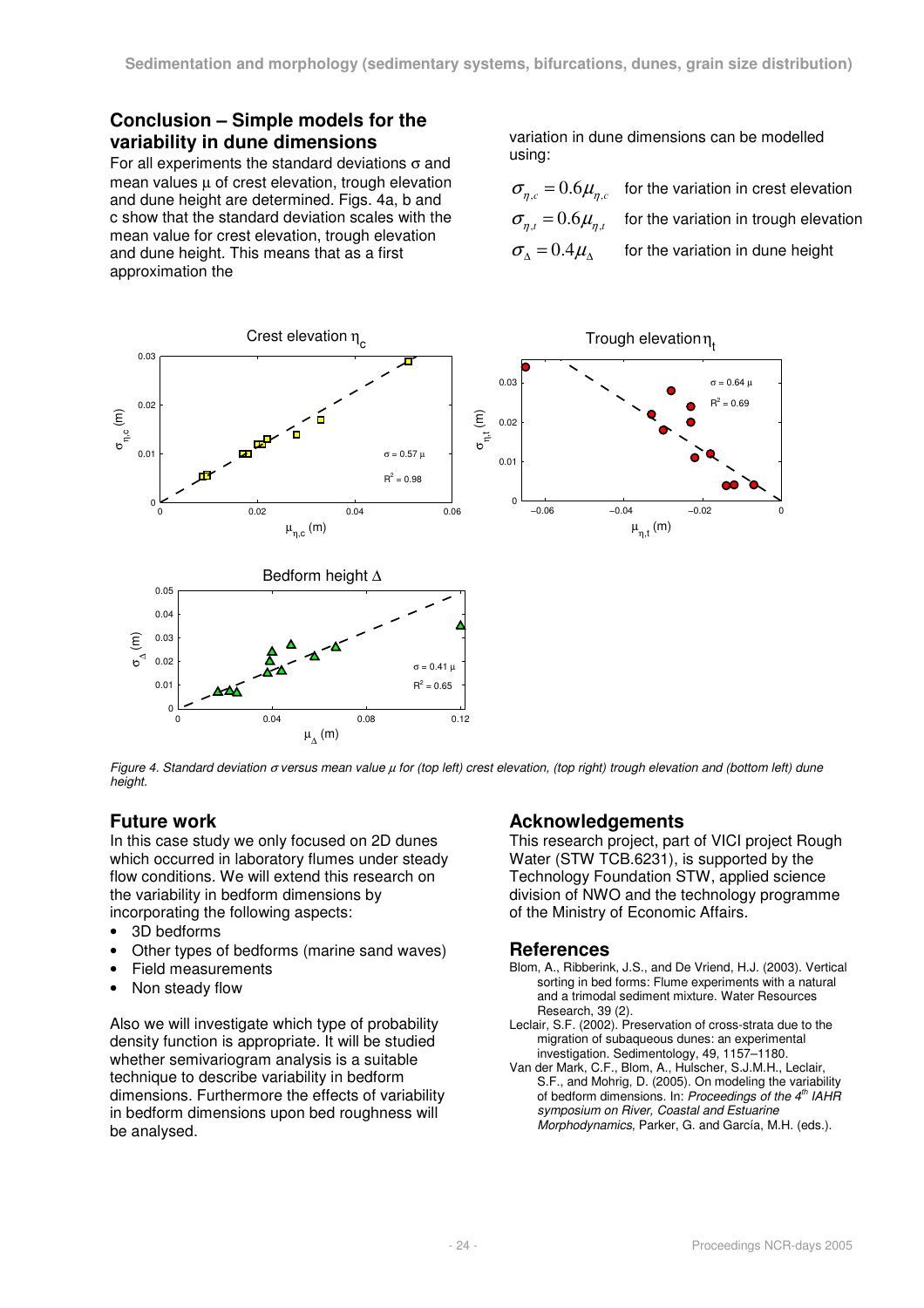## Conclusion – Simple models for the variability in dune dimensions

For all experiments the standard deviations σ and mean values μ of crest elevation, trough elevation and dune height are determined. Figs. 4a, b and c show that the standard deviation scales with the mean value for crest elevation, trough elevation and dune height. This means that as a first approximation the variation in dune dimensions can be modelled using:

$\sigma_{\eta,c} = 0.6\mu_{\eta,c}$ for the variation in crest elevation

$\sigma_{\eta,t} = 0.6\mu_{\eta,t}$ for the variation in trough elevation

$\sigma_{\Delta} = 0.4\mu_{\Delta}$ for the variation in dune height

Crest elevation $\eta_c$

$\sigma_{\eta,c}$ (m)

$\mu_{\eta,c}$ (m)

σ = 0.57 μ

$R^2 = 0.98$

Trough elevation $\eta_t$

$\sigma_{\eta,t}$ (m)

$\mu_{\eta,t}$ (m)

σ = 0.64 μ

$R^2 = 0.69$

Bedform height Δ

$\sigma_{\Delta}$ (m)

$\mu_{\Delta}$ (m)

σ = 0.41 μ

$R^2 = 0.65$

*Figure 4. Standard deviation σ versus mean value μ for (top left) crest elevation, (top right) trough elevation and (bottom left) dune height.*

## Future work

In this case study we only focused on 2D dunes which occurred in laboratory flumes under steady flow conditions. We will extend this research on the variability in bedform dimensions by incorporating the following aspects:

- 3D bedforms
- Other types of bedforms (marine sand waves)
- Field measurements
- Non steady flow

Also we will investigate which type of probability density function is appropriate. It will be studied whether semivariogram analysis is a suitable technique to describe variability in bedform dimensions. Furthermore the effects of variability in bedform dimensions upon bed roughness will be analysed.

## Acknowledgements

This research project, part of VICI project Rough Water (STW TCB.6231), is supported by the Technology Foundation STW, applied science division of NWO and the technology programme of the Ministry of Economic Affairs.

## References

Blom, A., Ribberink, J.S., and De Vriend, H.J. (2003). Vertical sorting in bed forms: Flume experiments with a natural and a trimodal sediment mixture. Water Resources Research, 39 (2).

Leclair, S.F. (2002). Preservation of cross-strata due to the migration of subaqueous dunes: an experimental investigation. Sedimentology, 49, 1157–1180.

Van der Mark, C.F., Blom, A., Hulscher, S.J.M.H., Leclair, S.F., and Mohrig, D. (2005). On modeling the variability of bedform dimensions. In: *Proceedings of the 4th IAHR symposium on River, Coastal and Estuarine Morphodynamics*, Parker, G. and García, M.H. (eds.).